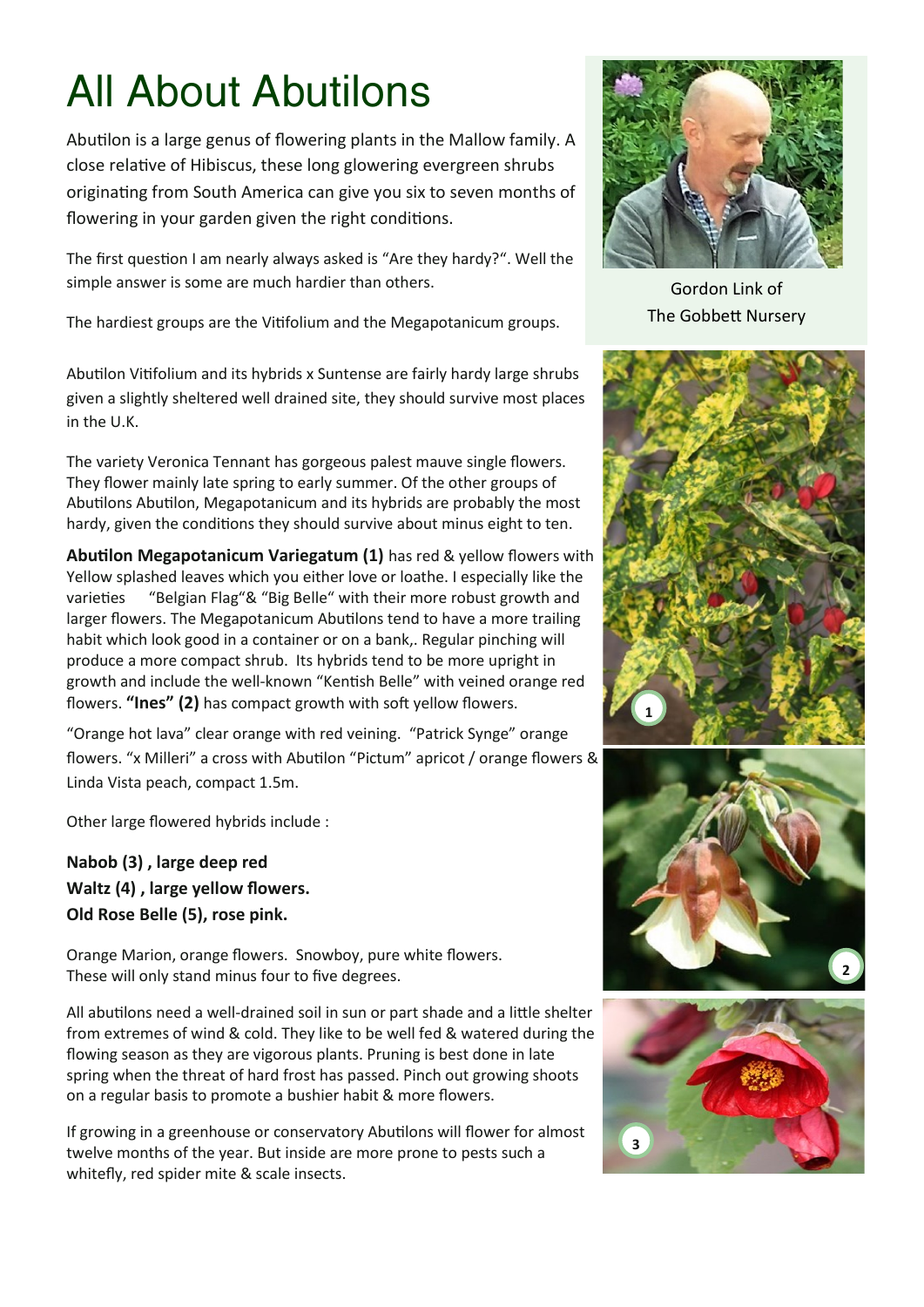# All About Abutilons

Abutilon is a large genus of flowering plants in the Mallow family. A close relative of Hibiscus, these long glowering evergreen shrubs originating from South America can give you six to seven months of flowering in your garden given the right conditions.

Gordon Link of
The Gobbett Nursery

The first question I am nearly always asked is "Are they hardy?". Well the simple answer is some are much hardier than others.

The hardiest groups are the Vitifolium and the Megapotanicum groups.

Abutilon Vitifolium and its hybrids x Suntense are fairly hardy large shrubs given a slightly sheltered well drained site, they should survive most places in the U.K.

The variety Veronica Tennant has gorgeous palest mauve single flowers. They flower mainly late spring to early summer. Of the other groups of Abutilons Abutilon, Megapotanicum and its hybrids are probably the most hardy, given the conditions they should survive about minus eight to ten.

**Abutilon Megapotanicum Variegatum (1)** has red & yellow flowers with Yellow splashed leaves which you either love or loathe. I especially like the varieties "Belgian Flag"& "Big Belle" with their more robust growth and larger flowers. The Megapotanicum Abutilons tend to have a more trailing habit which look good in a container or on a bank,. Regular pinching will produce a more compact shrub. Its hybrids tend to be more upright in growth and include the well-known "Kentish Belle" with veined orange red flowers. **"Ines" (2)** has compact growth with soft yellow flowers.

"Orange hot lava" clear orange with red veining. "Patrick Synge" orange flowers. "x Milleri" a cross with Abutilon "Pictum" apricot / orange flowers & Linda Vista peach, compact 1.5m.

Other large flowered hybrids include :

**Nabob (3) , large deep red**
**Waltz (4) , large yellow flowers.**
**Old Rose Belle (5), rose pink.**

Orange Marion, orange flowers. Snowboy, pure white flowers.
These will only stand minus four to five degrees.

All abutilons need a well-drained soil in sun or part shade and a little shelter from extremes of wind & cold. They like to be well fed & watered during the flowing season as they are vigorous plants. Pruning is best done in late spring when the threat of hard frost has passed. Pinch out growing shoots on a regular basis to promote a bushier habit & more flowers.

If growing in a greenhouse or conservatory Abutilons will flower for almost twelve months of the year. But inside are more prone to pests such a whitefly, red spider mite & scale insects.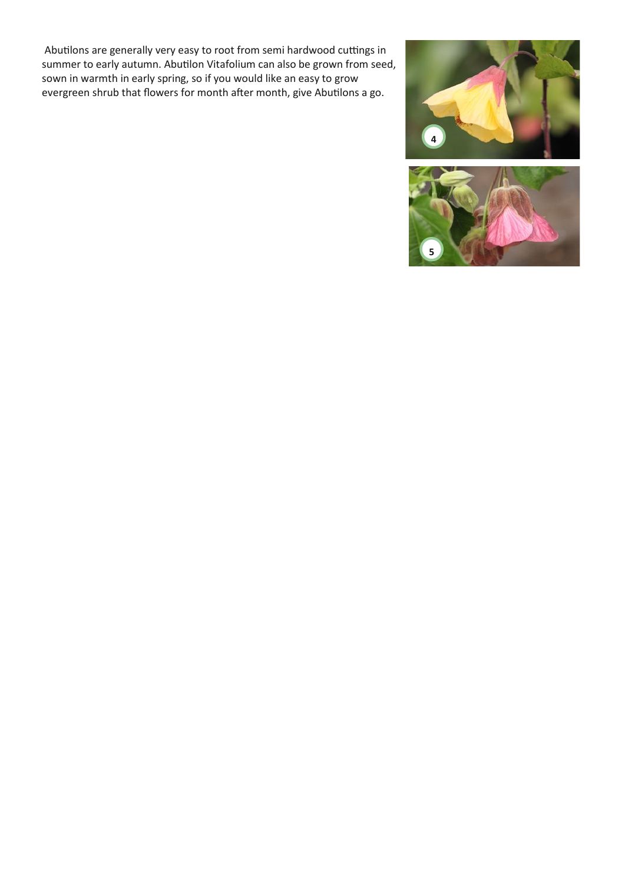Abutilons are generally very easy to root from semi hardwood cuttings in summer to early autumn. Abutilon Vitafolium can also be grown from seed, sown in warmth in early spring, so if you would like an easy to grow evergreen shrub that flowers for month after month, give Abutilons a go.